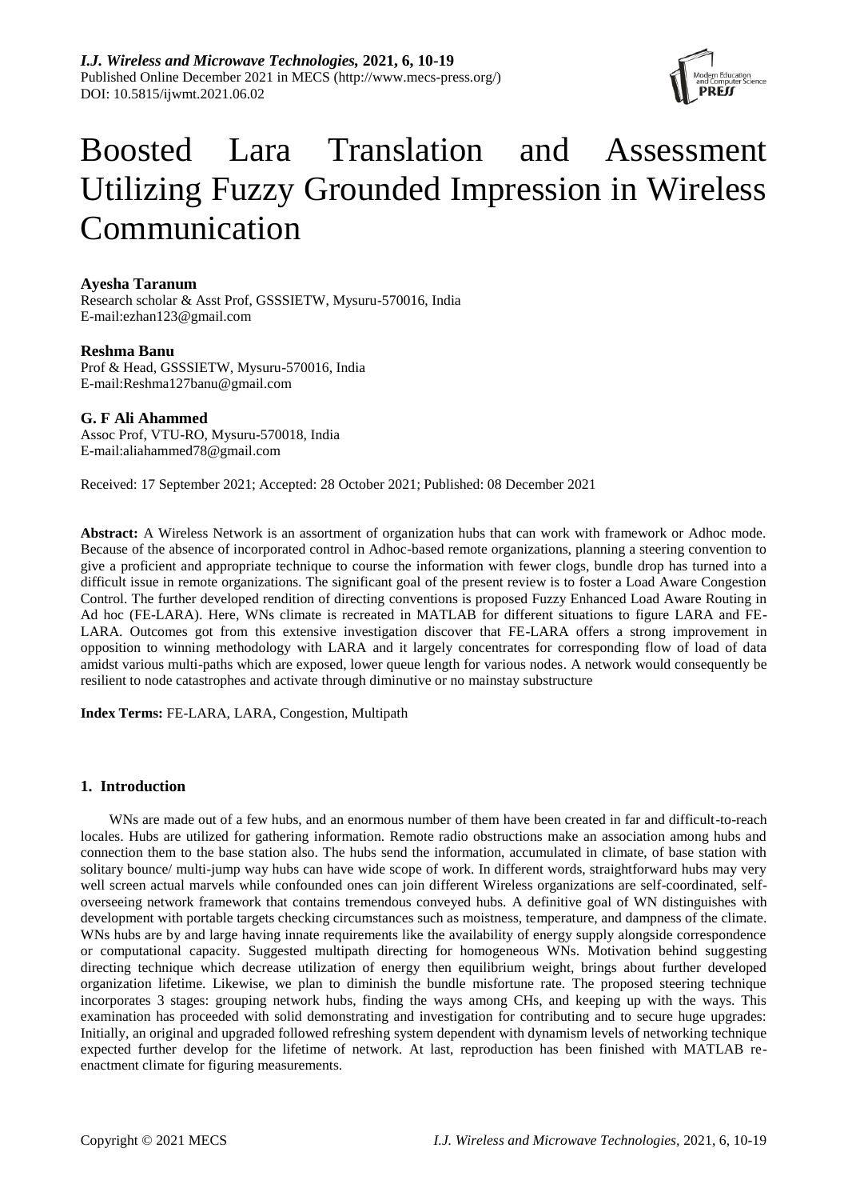# Boosted Lara Translation and Assessment Utilizing Fuzzy Grounded Impression in Wireless Communication

**Ayesha Taranum**

Research scholar & Asst Prof, GSSSIETW, Mysuru-570016, India

E-mail:ezhan123@gmail.com

**Reshma Banu**

Prof & Head, GSSSIETW, Mysuru-570016, India

E-mail:Reshma127banu@gmail.com

**G. F Ali Ahammed**

Assoc Prof, VTU-RO, Mysuru-570018, India

E-mail:aliahammed78@gmail.com

Received: 17 September 2021; Accepted: 28 October 2021; Published: 08 December 2021

**Abstract:** A Wireless Network is an assortment of organization hubs that can work with framework or Adhoc mode. Because of the absence of incorporated control in Adhoc-based remote organizations, planning a steering convention to give a proficient and appropriate technique to course the information with fewer clogs, bundle drop has turned into a difficult issue in remote organizations. The significant goal of the present review is to foster a Load Aware Congestion Control. The further developed rendition of directing conventions is proposed Fuzzy Enhanced Load Aware Routing in Ad hoc (FE-LARA). Here, WNs climate is recreated in MATLAB for different situations to figure LARA and FE-LARA. Outcomes got from this extensive investigation discover that FE-LARA offers a strong improvement in opposition to winning methodology with LARA and it largely concentrates for corresponding flow of load of data amidst various multi-paths which are exposed, lower queue length for various nodes. A network would consequently be resilient to node catastrophes and activate through diminutive or no mainstay substructure

**Index Terms:** FE-LARA, LARA, Congestion, Multipath

## 1. Introduction

WNs are made out of a few hubs, and an enormous number of them have been created in far and difficult-to-reach locales. Hubs are utilized for gathering information. Remote radio obstructions make an association among hubs and connection them to the base station also. The hubs send the information, accumulated in climate, of base station with solitary bounce/ multi-jump way hubs can have wide scope of work. In different words, straightforward hubs may very well screen actual marvels while confounded ones can join different Wireless organizations are self-coordinated, self-overseeing network framework that contains tremendous conveyed hubs. A definitive goal of WN distinguishes with development with portable targets checking circumstances such as moistness, temperature, and dampness of the climate. WNs hubs are by and large having innate requirements like the availability of energy supply alongside correspondence or computational capacity. Suggested multipath directing for homogeneous WNs. Motivation behind suggesting directing technique which decrease utilization of energy then equilibrium weight, brings about further developed organization lifetime. Likewise, we plan to diminish the bundle misfortune rate. The proposed steering technique incorporates 3 stages: grouping network hubs, finding the ways among CHs, and keeping up with the ways. This examination has proceeded with solid demonstrating and investigation for contributing and to secure huge upgrades: Initially, an original and upgraded followed refreshing system dependent with dynamism levels of networking technique expected further develop for the lifetime of network. At last, reproduction has been finished with MATLAB re-enactment climate for figuring measurements.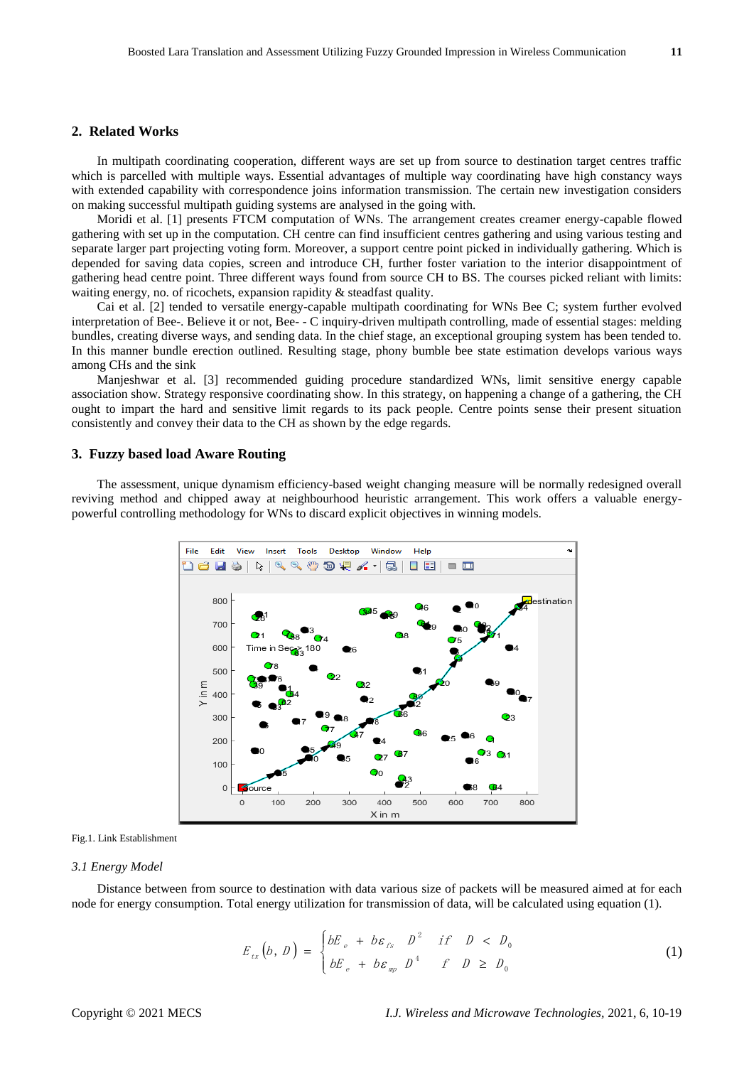## 2. Related Works

In multipath coordinating cooperation, different ways are set up from source to destination target centres traffic which is parcelled with multiple ways. Essential advantages of multiple way coordinating have high constancy ways with extended capability with correspondence joins information transmission. The certain new investigation considers on making successful multipath guiding systems are analysed in the going with.

Moridi et al. [1] presents FTCM computation of WNs. The arrangement creates creamer energy-capable flowed gathering with set up in the computation. CH centre can find insufficient centres gathering and using various testing and separate larger part projecting voting form. Moreover, a support centre point picked in individually gathering. Which is depended for saving data copies, screen and introduce CH, further foster variation to the interior disappointment of gathering head centre point. Three different ways found from source CH to BS. The courses picked reliant with limits: waiting energy, no. of ricochets, expansion rapidity & steadfast quality.

Cai et al. [2] tended to versatile energy-capable multipath coordinating for WNs Bee C; system further evolved interpretation of Bee-. Believe it or not, Bee- - C inquiry-driven multipath controlling, made of essential stages: melding bundles, creating diverse ways, and sending data. In the chief stage, an exceptional grouping system has been tended to. In this manner bundle erection outlined. Resulting stage, phony bumble bee state estimation develops various ways among CHs and the sink

Manjeshwar et al. [3] recommended guiding procedure standardized WNs, limit sensitive energy capable association show. Strategy responsive coordinating show. In this strategy, on happening a change of a gathering, the CH ought to impart the hard and sensitive limit regards to its pack people. Centre points sense their present situation consistently and convey their data to the CH as shown by the edge regards.

## 3. Fuzzy based load Aware Routing

The assessment, unique dynamism efficiency-based weight changing measure will be normally redesigned overall reviving method and chipped away at neighbourhood heuristic arrangement. This work offers a valuable energy-powerful controlling methodology for WNs to discard explicit objectives in winning models.

Fig.1. Link Establishment

### 3.1 Energy Model

Distance between from source to destination with data various size of packets will be measured aimed at for each node for energy consumption. Total energy utilization for transmission of data, will be calculated using equation (1).

$$E_{tx}(b, D) = \begin{cases} bE_e + b\varepsilon_{fs} \quad D^2 \quad if \quad D < D_0 \\ bE_e + b\varepsilon_{mp} \; D^4 \quad f \quad D \geq D_0 \end{cases} \tag{1}$$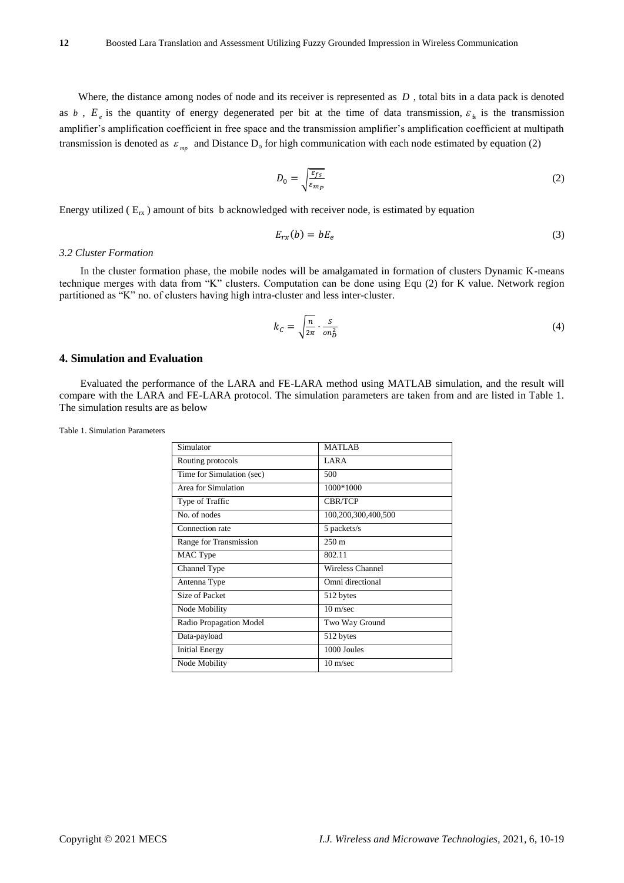Where, the distance among nodes of node and its receiver is represented as $D$, total bits in a data pack is denoted as $b$, $E_e$ is the quantity of energy degenerated per bit at the time of data transmission, $\varepsilon_{fs}$ is the transmission amplifier's amplification coefficient in free space and the transmission amplifier's amplification coefficient at multipath transmission is denoted as $\varepsilon_{mp}$ and Distance $D_o$ for high communication with each node estimated by equation (2)

$$D_0 = \sqrt{\frac{\varepsilon_{fs}}{\varepsilon_{m_P}}} \tag{2}$$

Energy utilized ( $E_{rx}$ ) amount of bits b acknowledged with receiver node, is estimated by equation

$$E_{rx}(b) = bE_e \tag{3}$$

### *3.2 Cluster Formation*

In the cluster formation phase, the mobile nodes will be amalgamated in formation of clusters Dynamic K-means technique merges with data from "K" clusters. Computation can be done using Equ (2) for K value. Network region partitioned as "K" no. of clusters having high intra-cluster and less inter-cluster.

$$k_C = \sqrt{\frac{n}{2\pi}} \cdot \frac{s}{on_D^2} \tag{4}$$

## 4. Simulation and Evaluation

Evaluated the performance of the LARA and FE-LARA method using MATLAB simulation, and the result will compare with the LARA and FE-LARA protocol. The simulation parameters are taken from and are listed in Table 1. The simulation results are as below

Table 1. Simulation Parameters

| Simulator | MATLAB |
|---|---|
| Routing protocols | LARA |
| Time for Simulation (sec) | 500 |
| Area for Simulation | 1000*1000 |
| Type of Traffic | CBR/TCP |
| No. of nodes | 100,200,300,400,500 |
| Connection rate | 5 packets/s |
| Range for Transmission | 250 m |
| MAC Type | 802.11 |
| Channel Type | Wireless Channel |
| Antenna Type | Omni directional |
| Size of Packet | 512 bytes |
| Node Mobility | 10 m/sec |
| Radio Propagation Model | Two Way Ground |
| Data-payload | 512 bytes |
| Initial Energy | 1000 Joules |
| Node Mobility | 10 m/sec |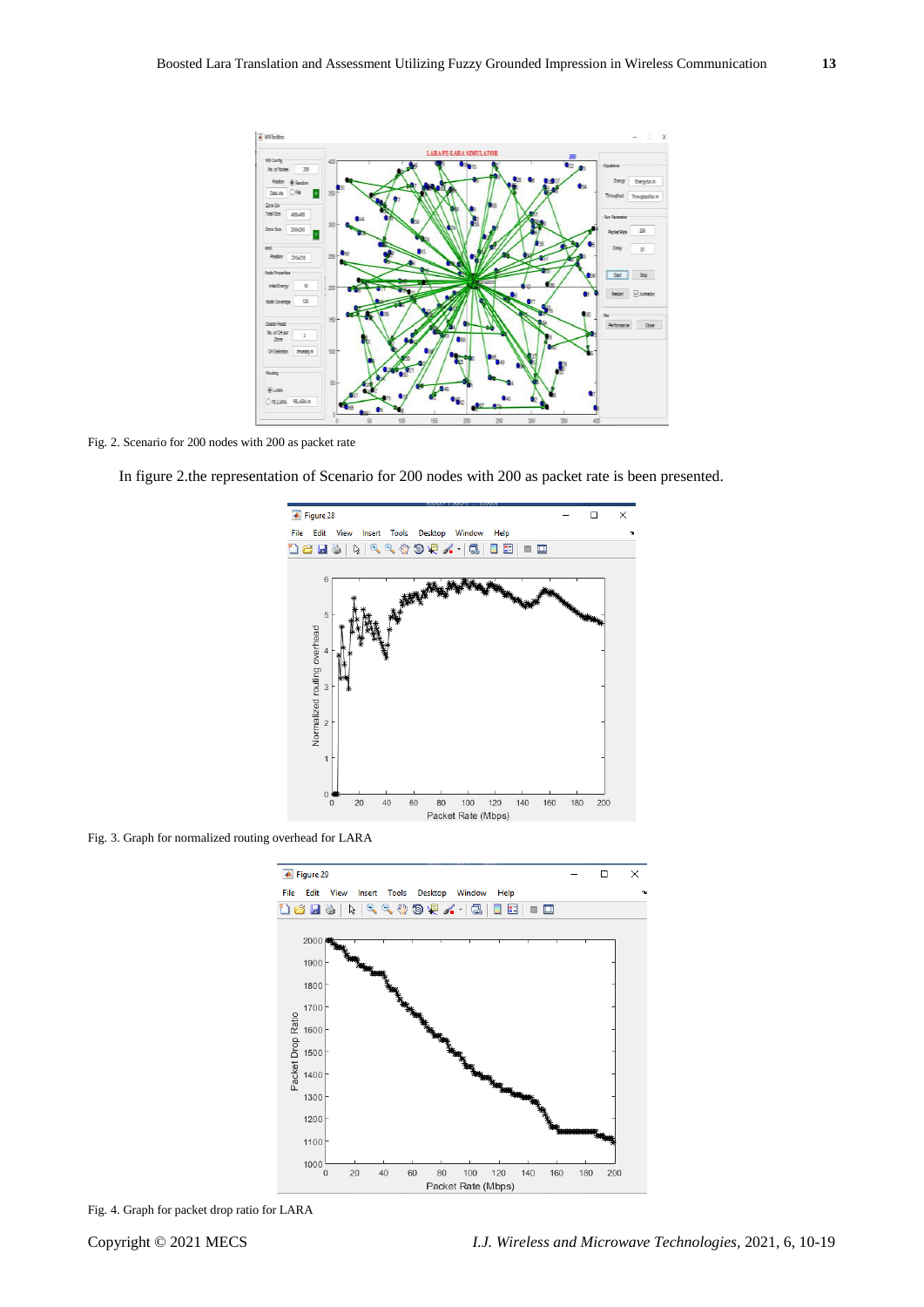Fig. 2. Scenario for 200 nodes with 200 as packet rate

In figure 2.the representation of Scenario for 200 nodes with 200 as packet rate is been presented.

Fig. 3. Graph for normalized routing overhead for LARA

Fig. 4. Graph for packet drop ratio for LARA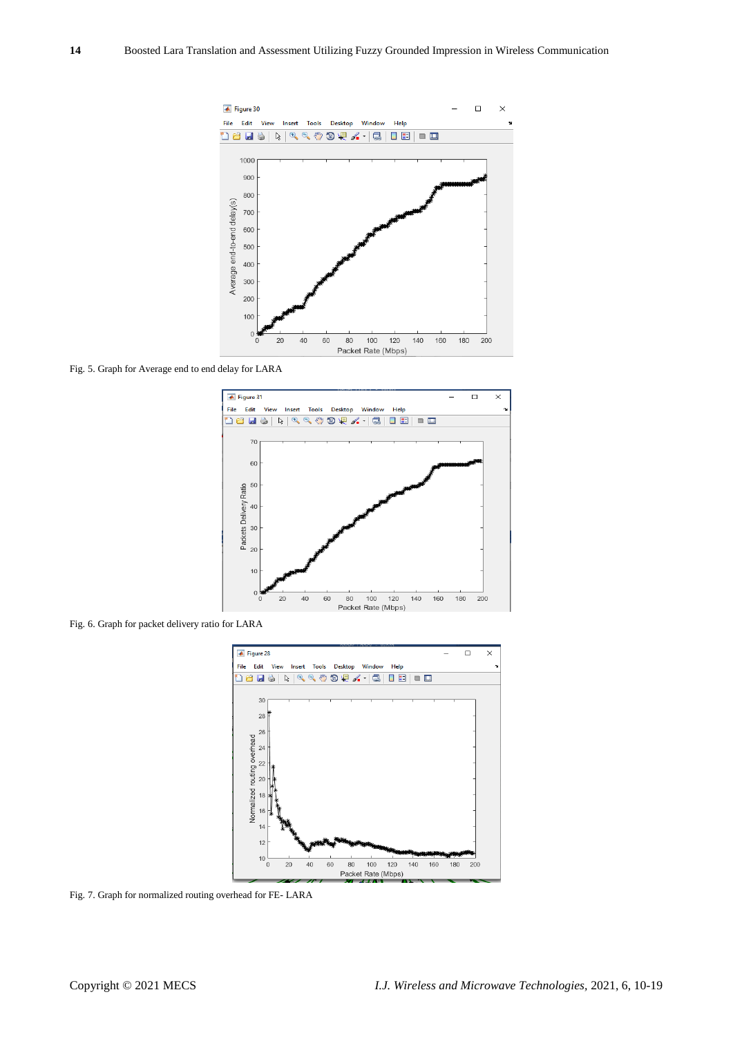Fig. 5. Graph for Average end to end delay for LARA

Fig. 6. Graph for packet delivery ratio for LARA

Fig. 7. Graph for normalized routing overhead for FE- LARA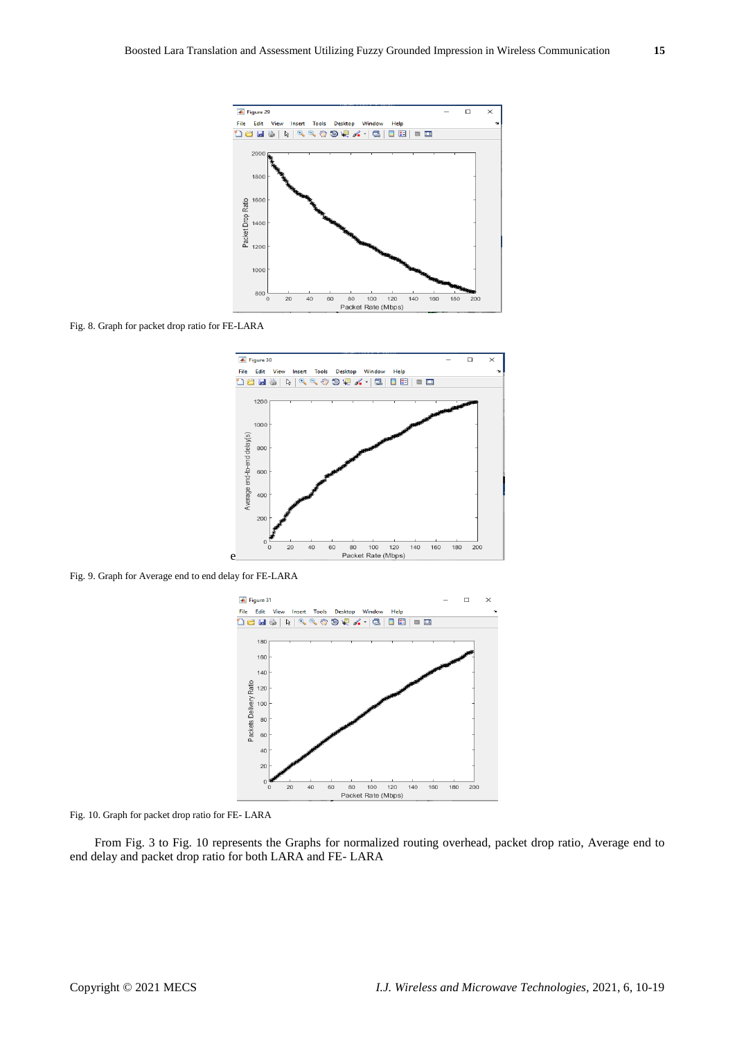Fig. 8. Graph for packet drop ratio for FE-LARA

Fig. 9. Graph for Average end to end delay for FE-LARA

Fig. 10. Graph for packet drop ratio for FE- LARA

From Fig. 3 to Fig. 10 represents the Graphs for normalized routing overhead, packet drop ratio, Average end to end delay and packet drop ratio for both LARA and FE- LARA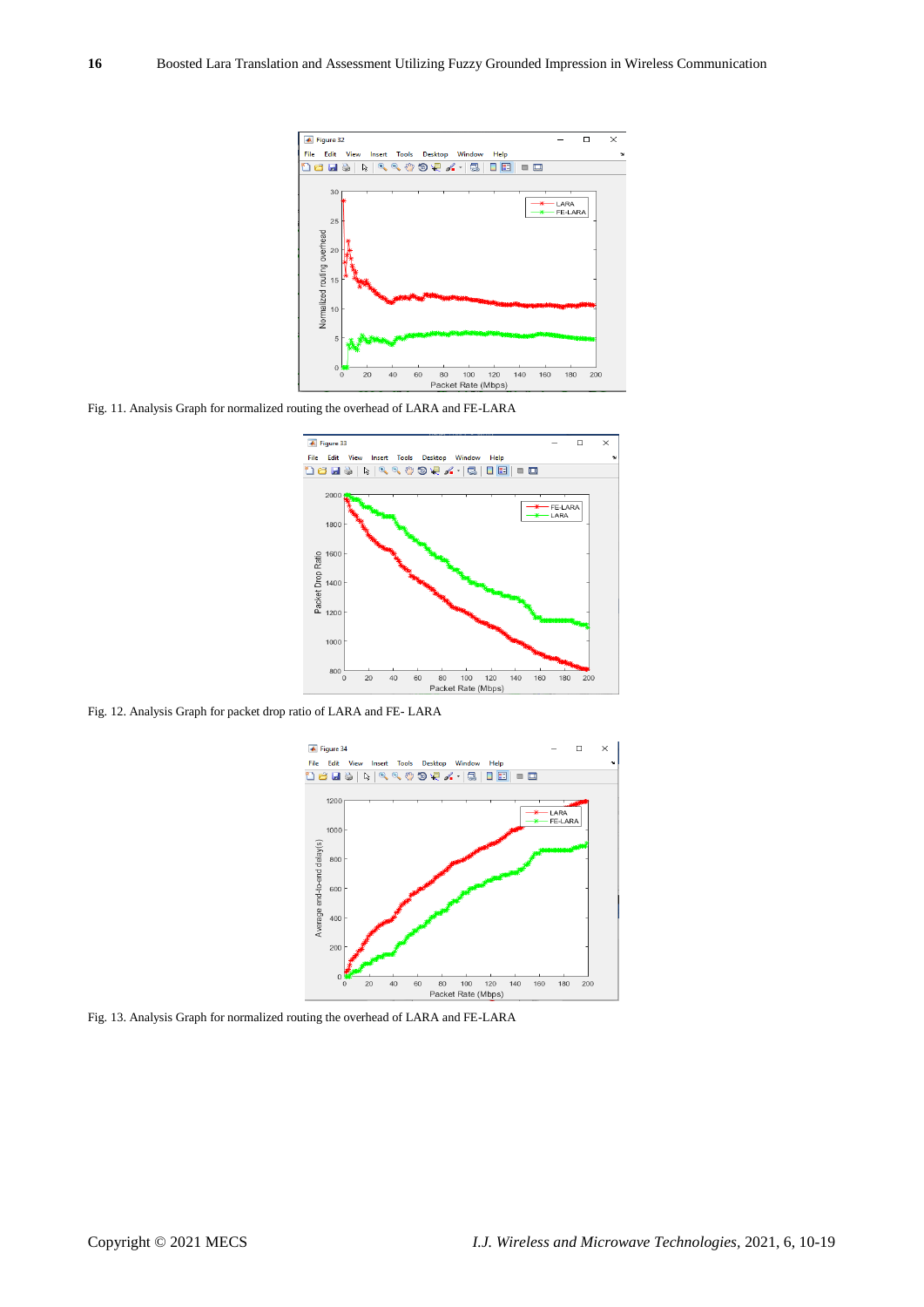Fig. 11. Analysis Graph for normalized routing the overhead of LARA and FE-LARA

Fig. 12. Analysis Graph for packet drop ratio of LARA and FE- LARA

Fig. 13. Analysis Graph for normalized routing the overhead of LARA and FE-LARA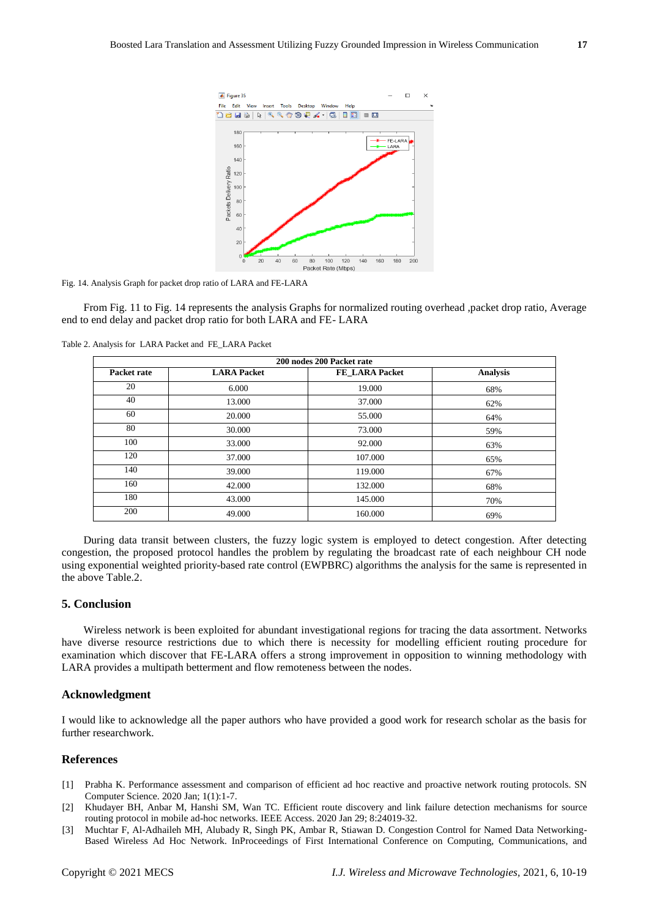Fig. 14. Analysis Graph for packet drop ratio of LARA and FE-LARA

From Fig. 11 to Fig. 14 represents the analysis Graphs for normalized routing overhead ,packet drop ratio, Average end to end delay and packet drop ratio for both LARA and FE- LARA

Table 2. Analysis for LARA Packet and FE_LARA Packet

| 200 nodes 200 Packet rate | | | |
|---|---|---|---|
| **Packet rate** | **LARA Packet** | **FE_LARA Packet** | **Analysis** |
| 20 | 6.000 | 19.000 | 68% |
| 40 | 13.000 | 37.000 | 62% |
| 60 | 20.000 | 55.000 | 64% |
| 80 | 30.000 | 73.000 | 59% |
| 100 | 33.000 | 92.000 | 63% |
| 120 | 37.000 | 107.000 | 65% |
| 140 | 39.000 | 119.000 | 67% |
| 160 | 42.000 | 132.000 | 68% |
| 180 | 43.000 | 145.000 | 70% |
| 200 | 49.000 | 160.000 | 69% |

During data transit between clusters, the fuzzy logic system is employed to detect congestion. After detecting congestion, the proposed protocol handles the problem by regulating the broadcast rate of each neighbour CH node using exponential weighted priority-based rate control (EWPBRC) algorithms the analysis for the same is represented in the above Table.2.

## 5. Conclusion

Wireless network is been exploited for abundant investigational regions for tracing the data assortment. Networks have diverse resource restrictions due to which there is necessity for modelling efficient routing procedure for examination which discover that FE-LARA offers a strong improvement in opposition to winning methodology with LARA provides a multipath betterment and flow remoteness between the nodes.

## Acknowledgment

I would like to acknowledge all the paper authors who have provided a good work for research scholar as the basis for further researchwork.

## References

[1] Prabha K. Performance assessment and comparison of efficient ad hoc reactive and proactive network routing protocols. SN Computer Science. 2020 Jan; 1(1):1-7.

[2] Khudayer BH, Anbar M, Hanshi SM, Wan TC. Efficient route discovery and link failure detection mechanisms for source routing protocol in mobile ad-hoc networks. IEEE Access. 2020 Jan 29; 8:24019-32.

[3] Muchtar F, Al-Adhaileh MH, Alubady R, Singh PK, Ambar R, Stiawan D. Congestion Control for Named Data Networking-Based Wireless Ad Hoc Network. InProceedings of First International Conference on Computing, Communications, and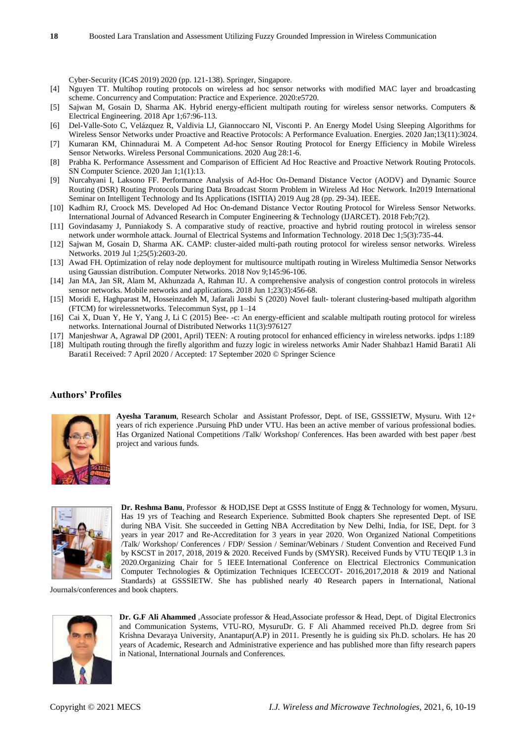Cyber-Security (IC4S 2019) 2020 (pp. 121-138). Springer, Singapore.

[4] Nguyen TT. Multihop routing protocols on wireless ad hoc sensor networks with modified MAC layer and broadcasting scheme. Concurrency and Computation: Practice and Experience. 2020:e5720.

[5] Sajwan M, Gosain D, Sharma AK. Hybrid energy-efficient multipath routing for wireless sensor networks. Computers & Electrical Engineering. 2018 Apr 1;67:96-113.

[6] Del-Valle-Soto C, Velázquez R, Valdivia LJ, Giannoccaro NI, Visconti P. An Energy Model Using Sleeping Algorithms for Wireless Sensor Networks under Proactive and Reactive Protocols: A Performance Evaluation. Energies. 2020 Jan;13(11):3024.

[7] Kumaran KM, Chinnadurai M. A Competent Ad-hoc Sensor Routing Protocol for Energy Efficiency in Mobile Wireless Sensor Networks. Wireless Personal Communications. 2020 Aug 28:1-6.

[8] Prabha K. Performance Assessment and Comparison of Efficient Ad Hoc Reactive and Proactive Network Routing Protocols. SN Computer Science. 2020 Jan 1;1(1):13.

[9] Nurcahyani I, Laksono FF. Performance Analysis of Ad-Hoc On-Demand Distance Vector (AODV) and Dynamic Source Routing (DSR) Routing Protocols During Data Broadcast Storm Problem in Wireless Ad Hoc Network. In2019 International Seminar on Intelligent Technology and Its Applications (ISITIA) 2019 Aug 28 (pp. 29-34). IEEE.

[10] Kadhim RJ, Croock MS. Developed Ad Hoc On-demand Distance Vector Routing Protocol for Wireless Sensor Networks. International Journal of Advanced Research in Computer Engineering & Technology (IJARCET). 2018 Feb;7(2).

[11] Govindasamy J, Punniakody S. A comparative study of reactive, proactive and hybrid routing protocol in wireless sensor network under wormhole attack. Journal of Electrical Systems and Information Technology. 2018 Dec 1;5(3):735-44.

[12] Sajwan M, Gosain D, Sharma AK. CAMP: cluster-aided multi-path routing protocol for wireless sensor networks. Wireless Networks. 2019 Jul 1;25(5):2603-20.

[13] Awad FH. Optimization of relay node deployment for multisource multipath routing in Wireless Multimedia Sensor Networks using Gaussian distribution. Computer Networks. 2018 Nov 9;145:96-106.

[14] Jan MA, Jan SR, Alam M, Akhunzada A, Rahman IU. A comprehensive analysis of congestion control protocols in wireless sensor networks. Mobile networks and applications. 2018 Jun 1;23(3):456-68.

[15] Moridi E, Haghparast M, Hosseinzadeh M, Jafarali Jassbi S (2020) Novel fault- tolerant clustering-based multipath algorithm (FTCM) for wirelessnetworks. Telecommun Syst, pp 1–14

[16] Cai X, Duan Y, He Y, Yang J, Li C (2015) Bee- -c: An energy-efficient and scalable multipath routing protocol for wireless networks. International Journal of Distributed Networks 11(3):976127

[17] Manjeshwar A, Agrawal DP (2001, April) TEEN: A routing protocol for enhanced efficiency in wireless networks. ipdps 1:189

[18] Multipath routing through the firefly algorithm and fuzzy logic in wireless networks Amir Nader Shahbaz1 Hamid Barati1 Ali Barati1 Received: 7 April 2020 / Accepted: 17 September 2020 © Springer Science

## Authors' Profiles

**Ayesha Taranum**, Research Scholar and Assistant Professor, Dept. of ISE, GSSSIETW, Mysuru. With 12+ years of rich experience .Pursuing PhD under VTU. Has been an active member of various professional bodies. Has Organized National Competitions /Talk/ Workshop/ Conferences. Has been awarded with best paper /best project and various funds.

**Dr. Reshma Banu**, Professor & HOD,ISE Dept at GSSS Institute of Engg & Technology for women, Mysuru. Has 19 yrs of Teaching and Research Experience. Submitted Book chapters She represented Dept. of ISE during NBA Visit. She succeeded in Getting NBA Accreditation by New Delhi, India, for ISE, Dept. for 3 years in year 2017 and Re-Accreditation for 3 years in year 2020. Won Organized National Competitions /Talk/ Workshop/ Conferences / FDP/ Session / Seminar/Webinars / Student Convention and Received Fund by KSCST in 2017, 2018, 2019 & 2020. Received Funds by (SMYSR). Received Funds by VTU TEQIP 1.3 in 2020.Organizing Chair for 5 IEEE International Conference on Electrical Electronics Communication Computer Technologies & Optimization Techniques ICEECCOT- 2016,2017,2018 & 2019 and National Standards) at GSSSIETW. She has published nearly 40 Research papers in International, National Journals/conferences and book chapters.

**Dr. G.F Ali Ahammed** ,Associate professor & Head,Associate professor & Head, Dept. of Digital Electronics and Communication Systems, VTU-RO, MysuruDr. G. F Ali Ahammed received Ph.D. degree from Sri Krishna Devaraya University, Anantapur(A.P) in 2011. Presently he is guiding six Ph.D. scholars. He has 20 years of Academic, Research and Administrative experience and has published more than fifty research papers in National, International Journals and Conferences.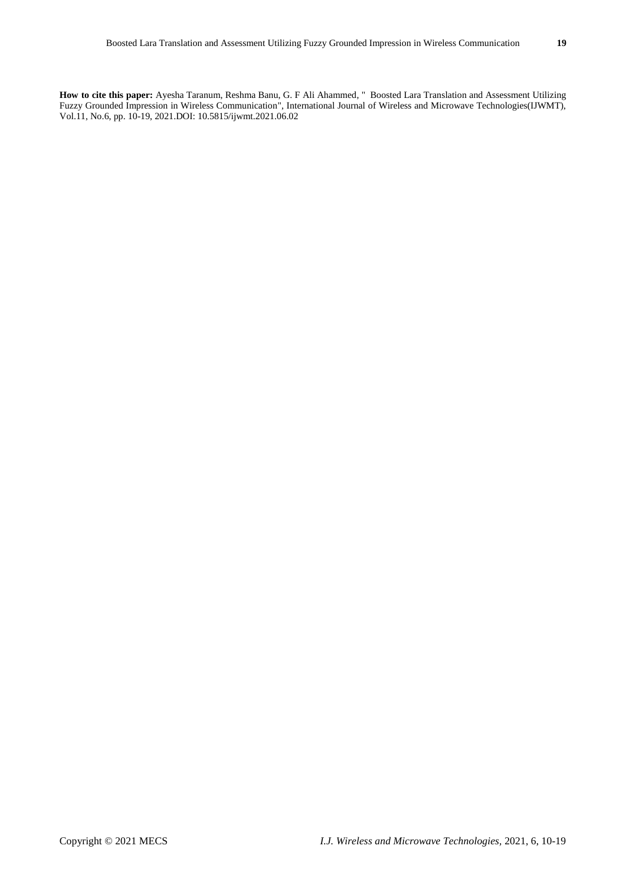**How to cite this paper:** Ayesha Taranum, Reshma Banu, G. F Ali Ahammed, " Boosted Lara Translation and Assessment Utilizing Fuzzy Grounded Impression in Wireless Communication", International Journal of Wireless and Microwave Technologies(IJWMT), Vol.11, No.6, pp. 10-19, 2021.DOI: 10.5815/ijwmt.2021.06.02